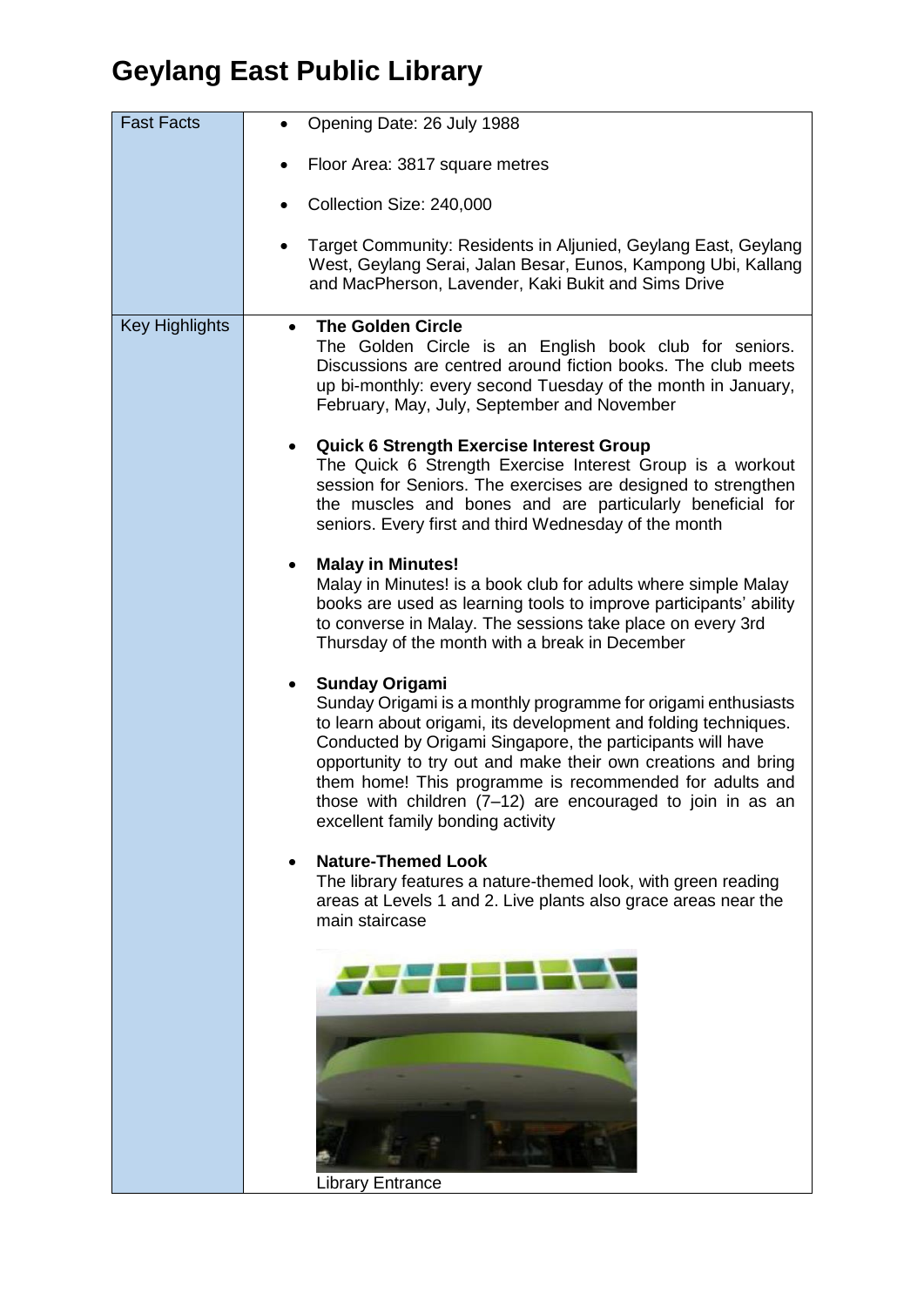# Geylang East Public Library

| Fast Facts | • Opening Date: 26 July 1988<br>• Floor Area: 3817 square metres<br>• Collection Size: 240,000<br>• Target Community: Residents in Aljunied, Geylang East, Geylang West, Geylang Serai, Jalan Besar, Eunos, Kampong Ubi, Kallang and MacPherson, Lavender, Kaki Bukit and Sims Drive |
|---|---|
| Key Highlights | • **The Golden Circle**<br>The Golden Circle is an English book club for seniors. Discussions are centred around fiction books. The club meets up bi-monthly: every second Tuesday of the month in January, February, May, July, September and November<br>• **Quick 6 Strength Exercise Interest Group**<br>The Quick 6 Strength Exercise Interest Group is a workout session for Seniors. The exercises are designed to strengthen the muscles and bones and are particularly beneficial for seniors. Every first and third Wednesday of the month<br>• **Malay in Minutes!**<br>Malay in Minutes! is a book club for adults where simple Malay books are used as learning tools to improve participants' ability to converse in Malay. The sessions take place on every 3rd Thursday of the month with a break in December<br>• **Sunday Origami**<br>Sunday Origami is a monthly programme for origami enthusiasts to learn about origami, its development and folding techniques. Conducted by Origami Singapore, the participants will have opportunity to try out and make their own creations and bring them home! This programme is recommended for adults and those with children (7–12) are encouraged to join in as an excellent family bonding activity<br>• **Nature-Themed Look**<br>The library features a nature-themed look, with green reading areas at Levels 1 and 2. Live plants also grace areas near the main staircase<br>Library Entrance |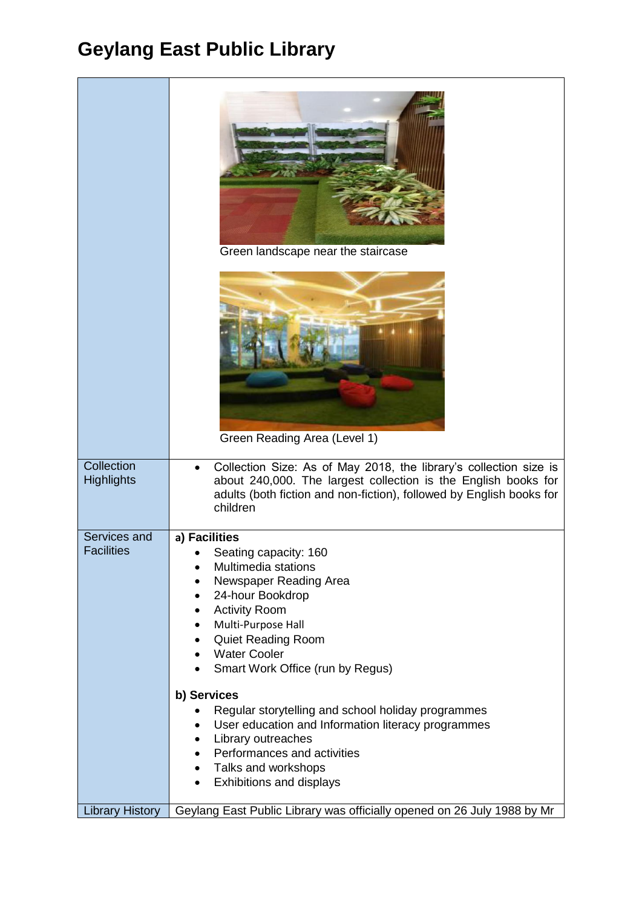# Geylang East Public Library

| | |
|---|---|
| | Green landscape near the staircase<br><br>Green Reading Area (Level 1) |
| Collection Highlights | • Collection Size: As of May 2018, the library's collection size is about 240,000. The largest collection is the English books for adults (both fiction and non-fiction), followed by English books for children |
| Services and Facilities | **a) Facilities**<br>• Seating capacity: 160<br>• Multimedia stations<br>• Newspaper Reading Area<br>• 24-hour Bookdrop<br>• Activity Room<br>• Multi-Purpose Hall<br>• Quiet Reading Room<br>• Water Cooler<br>• Smart Work Office (run by Regus)<br><br>**b) Services**<br>• Regular storytelling and school holiday programmes<br>• User education and Information literacy programmes<br>• Library outreaches<br>• Performances and activities<br>• Talks and workshops<br>• Exhibitions and displays |
| Library History | Geylang East Public Library was officially opened on 26 July 1988 by Mr |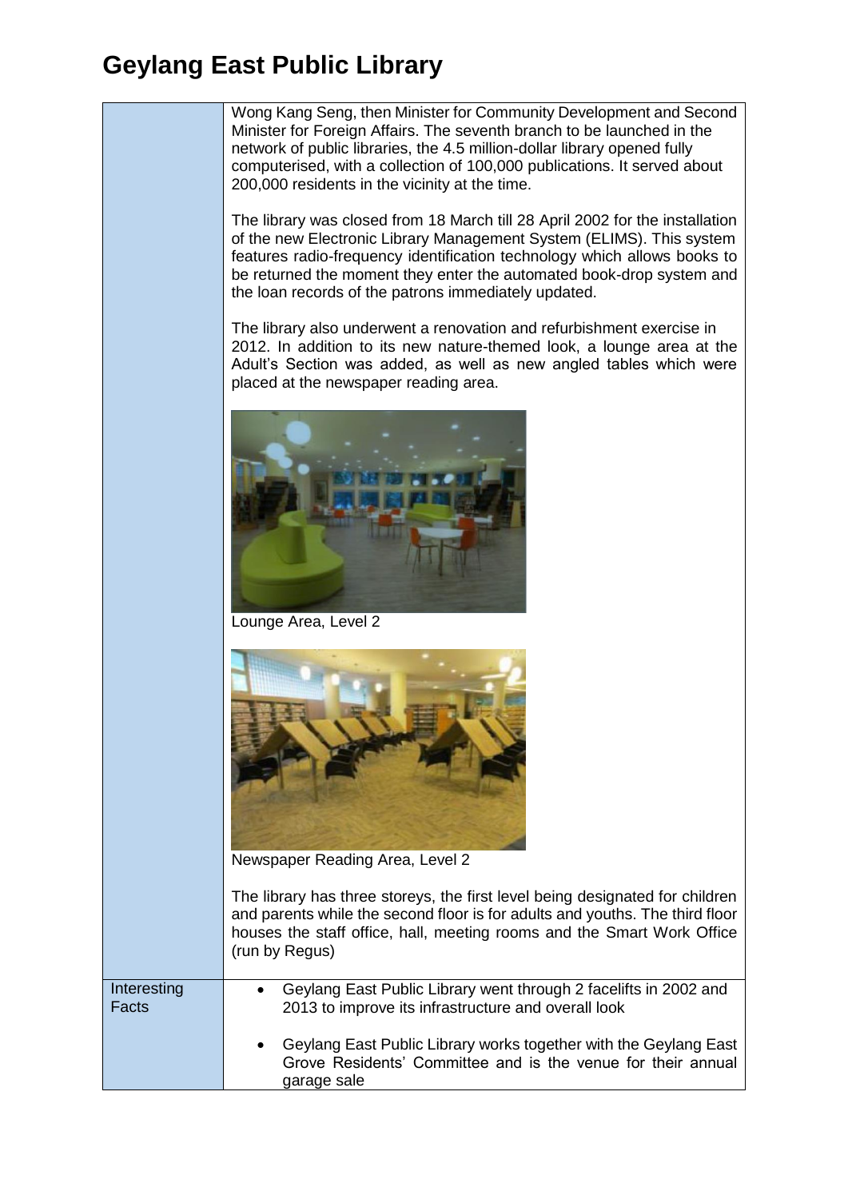# Geylang East Public Library

| | |
|---|---|
| | Wong Kang Seng, then Minister for Community Development and Second Minister for Foreign Affairs. The seventh branch to be launched in the network of public libraries, the 4.5 million-dollar library opened fully computerised, with a collection of 100,000 publications. It served about 200,000 residents in the vicinity at the time.<br><br>The library was closed from 18 March till 28 April 2002 for the installation of the new Electronic Library Management System (ELIMS). This system features radio-frequency identification technology which allows books to be returned the moment they enter the automated book-drop system and the loan records of the patrons immediately updated.<br><br>The library also underwent a renovation and refurbishment exercise in 2012. In addition to its new nature-themed look, a lounge area at the Adult's Section was added, as well as new angled tables which were placed at the newspaper reading area.<br><br>Lounge Area, Level 2<br><br>Newspaper Reading Area, Level 2<br><br>The library has three storeys, the first level being designated for children and parents while the second floor is for adults and youths. The third floor houses the staff office, hall, meeting rooms and the Smart Work Office (run by Regus) |
| Interesting Facts | • Geylang East Public Library went through 2 facelifts in 2002 and 2013 to improve its infrastructure and overall look<br><br>• Geylang East Public Library works together with the Geylang East Grove Residents' Committee and is the venue for their annual garage sale |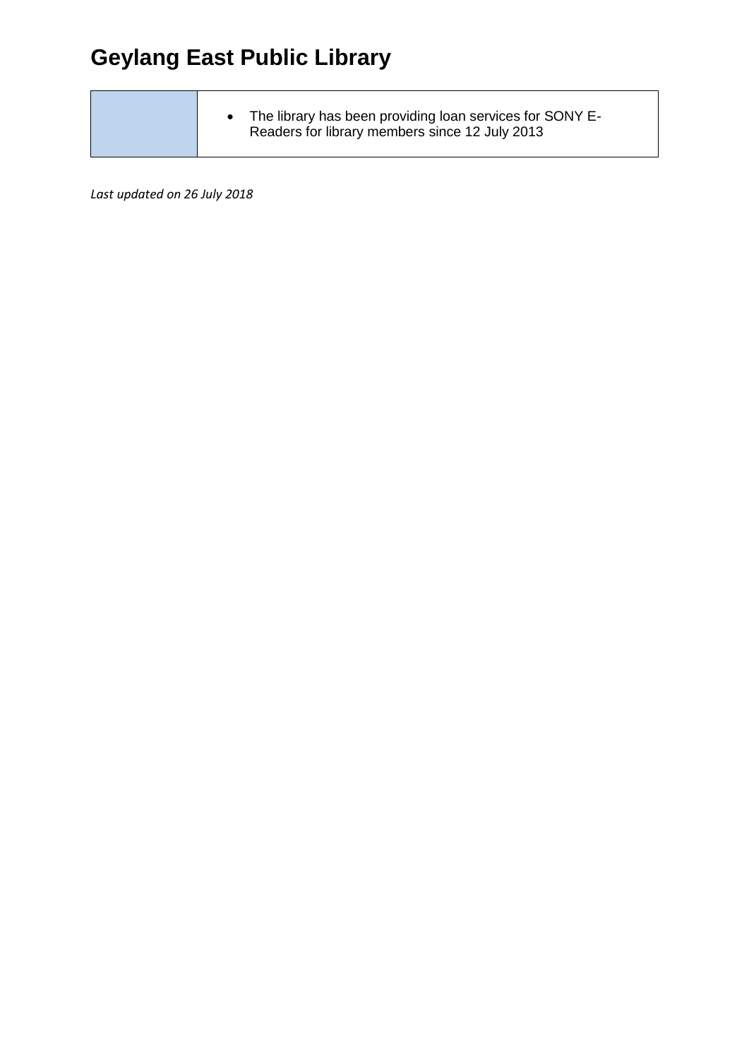# Geylang East Public Library

| | |
|---|---|
| | • The library has been providing loan services for SONY E-Readers for library members since 12 July 2013 |

*Last updated on 26 July 2018*